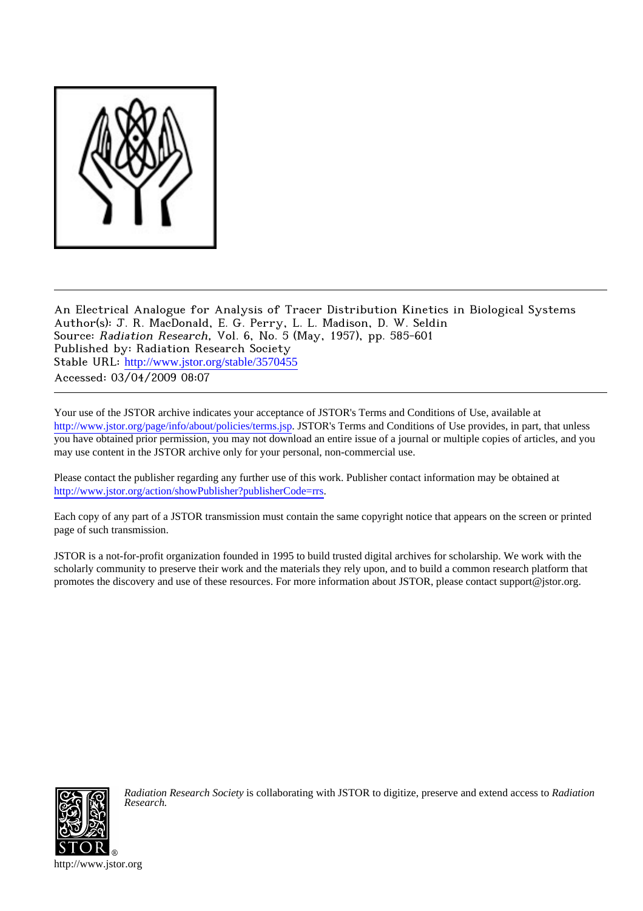An Electrical Analogue for Analysis of Tracer Distribution Kinetics in Biological Systems
Author(s): J. R. MacDonald, E. G. Perry, L. L. Madison, D. W. Seldin
Source: *Radiation Research*, Vol. 6, No. 5 (May, 1957), pp. 585-601
Published by: Radiation Research Society
Stable URL: http://www.jstor.org/stable/3570455
Accessed: 03/04/2009 08:07

---

Your use of the JSTOR archive indicates your acceptance of JSTOR's Terms and Conditions of Use, available at http://www.jstor.org/page/info/about/policies/terms.jsp. JSTOR's Terms and Conditions of Use provides, in part, that unless you have obtained prior permission, you may not download an entire issue of a journal or multiple copies of articles, and you may use content in the JSTOR archive only for your personal, non-commercial use.

Please contact the publisher regarding any further use of this work. Publisher contact information may be obtained at http://www.jstor.org/action/showPublisher?publisherCode=rrs.

Each copy of any part of a JSTOR transmission must contain the same copyright notice that appears on the screen or printed page of such transmission.

JSTOR is a not-for-profit organization founded in 1995 to build trusted digital archives for scholarship. We work with the scholarly community to preserve their work and the materials they rely upon, and to build a common research platform that promotes the discovery and use of these resources. For more information about JSTOR, please contact support@jstor.org.

*Radiation Research Society* is collaborating with JSTOR to digitize, preserve and extend access to *Radiation Research.*

http://www.jstor.org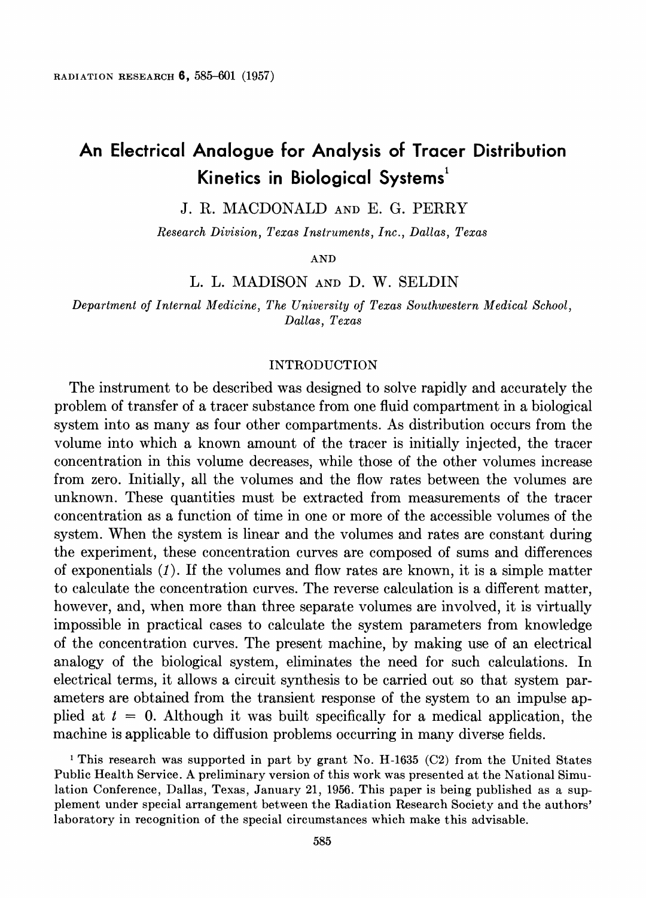# An Electrical Analogue for Analysis of Tracer Distribution Kinetics in Biological Systems[1]

J. R. MACDONALD AND E. G. PERRY

*Research Division, Texas Instruments, Inc., Dallas, Texas*

AND

L. L. MADISON AND D. W. SELDIN

*Department of Internal Medicine, The University of Texas Southwestern Medical School, Dallas, Texas*

## INTRODUCTION

The instrument to be described was designed to solve rapidly and accurately the problem of transfer of a tracer substance from one fluid compartment in a biological system into as many as four other compartments. As distribution occurs from the volume into which a known amount of the tracer is initially injected, the tracer concentration in this volume decreases, while those of the other volumes increase from zero. Initially, all the volumes and the flow rates between the volumes are unknown. These quantities must be extracted from measurements of the tracer concentration as a function of time in one or more of the accessible volumes of the system. When the system is linear and the volumes and rates are constant during the experiment, these concentration curves are composed of sums and differences of exponentials (*1*). If the volumes and flow rates are known, it is a simple matter to calculate the concentration curves. The reverse calculation is a different matter, however, and, when more than three separate volumes are involved, it is virtually impossible in practical cases to calculate the system parameters from knowledge of the concentration curves. The present machine, by making use of an electrical analogy of the biological system, eliminates the need for such calculations. In electrical terms, it allows a circuit synthesis to be carried out so that system parameters are obtained from the transient response of the system to an impulse applied at $t = 0$. Although it was built specifically for a medical application, the machine is applicable to diffusion problems occurring in many diverse fields.

[1] This research was supported in part by grant No. H-1635 (C2) from the United States Public Health Service. A preliminary version of this work was presented at the National Simulation Conference, Dallas, Texas, January 21, 1956. This paper is being published as a supplement under special arrangement between the Radiation Research Society and the authors' laboratory in recognition of the special circumstances which make this advisable.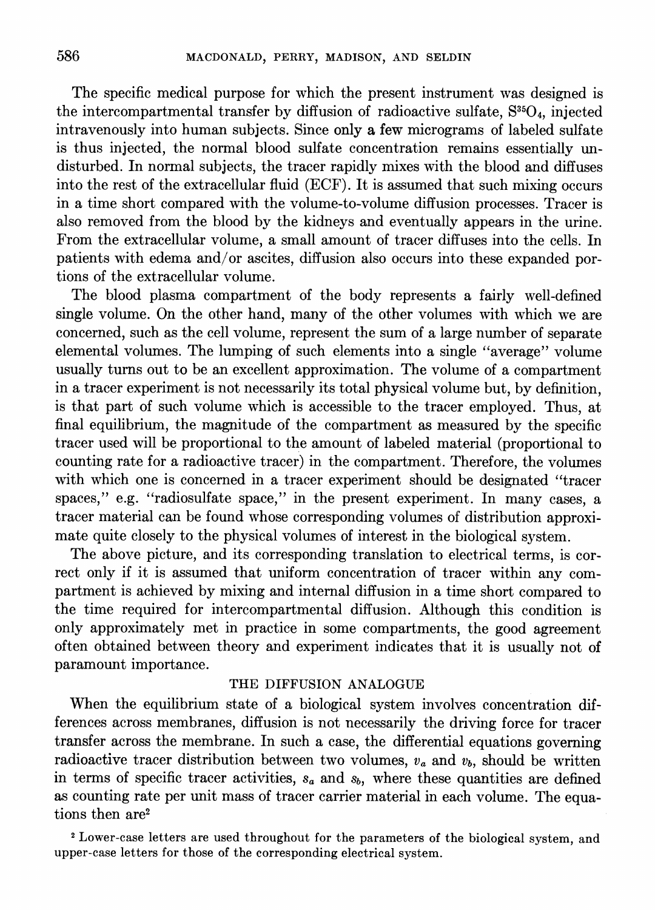The specific medical purpose for which the present instrument was designed is the intercompartmental transfer by diffusion of radioactive sulfate, $S^{35}O_4$, injected intravenously into human subjects. Since only a few micrograms of labeled sulfate is thus injected, the normal blood sulfate concentration remains essentially undisturbed. In normal subjects, the tracer rapidly mixes with the blood and diffuses into the rest of the extracellular fluid (ECF). It is assumed that such mixing occurs in a time short compared with the volume-to-volume diffusion processes. Tracer is also removed from the blood by the kidneys and eventually appears in the urine. From the extracellular volume, a small amount of tracer diffuses into the cells. In patients with edema and/or ascites, diffusion also occurs into these expanded portions of the extracellular volume.

The blood plasma compartment of the body represents a fairly well-defined single volume. On the other hand, many of the other volumes with which we are concerned, such as the cell volume, represent the sum of a large number of separate elemental volumes. The lumping of such elements into a single "average" volume usually turns out to be an excellent approximation. The volume of a compartment in a tracer experiment is not necessarily its total physical volume but, by definition, is that part of such volume which is accessible to the tracer employed. Thus, at final equilibrium, the magnitude of the compartment as measured by the specific tracer used will be proportional to the amount of labeled material (proportional to counting rate for a radioactive tracer) in the compartment. Therefore, the volumes with which one is concerned in a tracer experiment should be designated "tracer spaces," e.g. "radiosulfate space," in the present experiment. In many cases, a tracer material can be found whose corresponding volumes of distribution approximate quite closely to the physical volumes of interest in the biological system.

The above picture, and its corresponding translation to electrical terms, is correct only if it is assumed that uniform concentration of tracer within any compartment is achieved by mixing and internal diffusion in a time short compared to the time required for intercompartmental diffusion. Although this condition is only approximately met in practice in some compartments, the good agreement often obtained between theory and experiment indicates that it is usually not of paramount importance.

## THE DIFFUSION ANALOGUE

When the equilibrium state of a biological system involves concentration differences across membranes, diffusion is not necessarily the driving force for tracer transfer across the membrane. In such a case, the differential equations governing radioactive tracer distribution between two volumes, $v_a$ and $v_b$, should be written in terms of specific tracer activities, $s_a$ and $s_b$, where these quantities are defined as counting rate per unit mass of tracer carrier material in each volume. The equations then are[2]

[2] Lower-case letters are used throughout for the parameters of the biological system, and upper-case letters for those of the corresponding electrical system.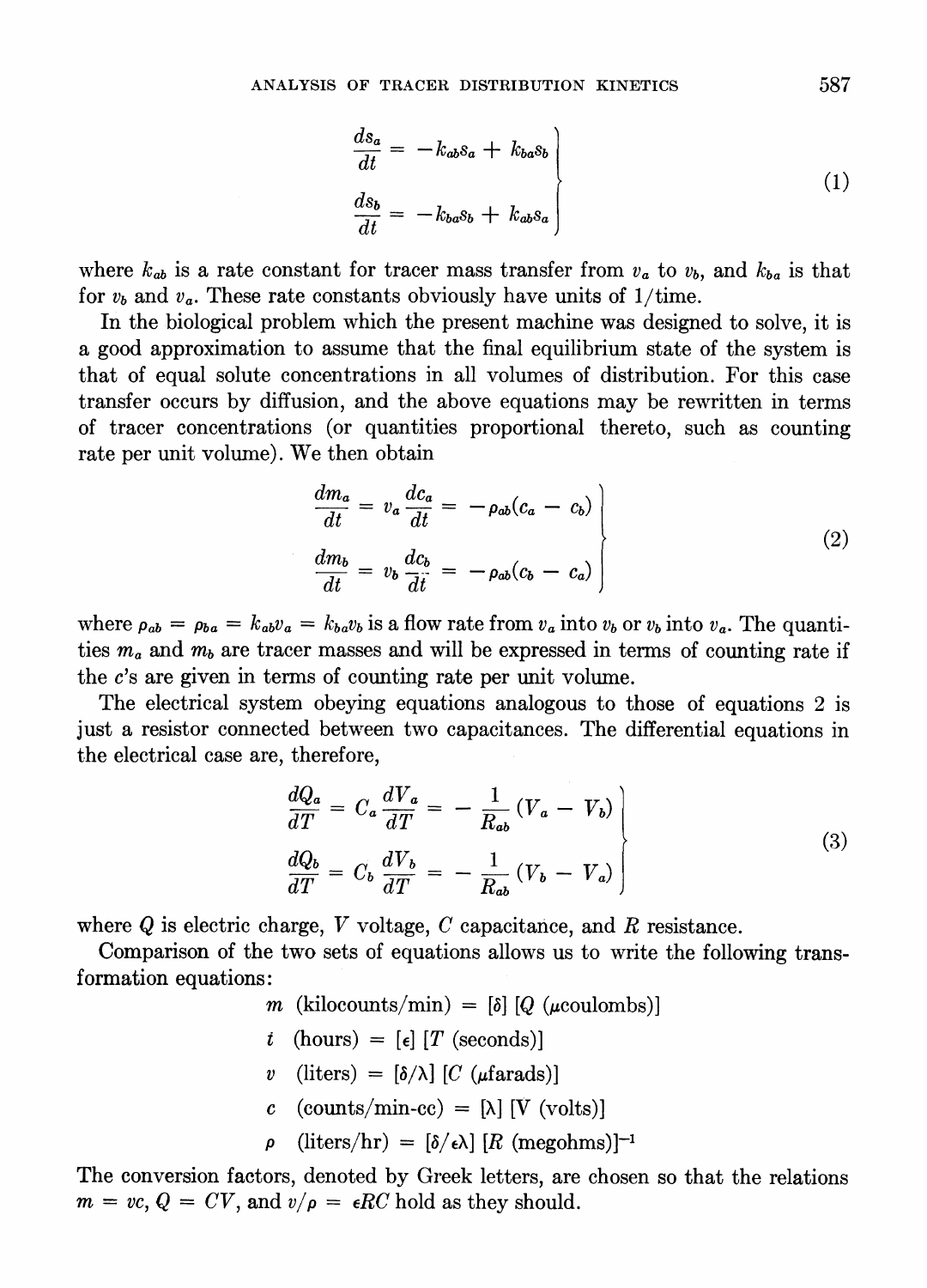$$\left.\begin{aligned}\frac{ds_a}{dt} &= -k_{ab}s_a + k_{ba}s_b \\ \frac{ds_b}{dt} &= -k_{ba}s_b + k_{ab}s_a\end{aligned}\right\} \tag{1}$$

where $k_{ab}$ is a rate constant for tracer mass transfer from $v_a$ to $v_b$, and $k_{ba}$ is that for $v_b$ and $v_a$. These rate constants obviously have units of 1/time.

In the biological problem which the present machine was designed to solve, it is a good approximation to assume that the final equilibrium state of the system is that of equal solute concentrations in all volumes of distribution. For this case transfer occurs by diffusion, and the above equations may be rewritten in terms of tracer concentrations (or quantities proportional thereto, such as counting rate per unit volume). We then obtain

$$\left.\begin{aligned}\frac{dm_a}{dt} &= v_a\frac{dc_a}{dt} = -\rho_{ab}(c_a - c_b) \\ \frac{dm_b}{dt} &= v_b\frac{dc_b}{dt} = -\rho_{ab}(c_b - c_a)\end{aligned}\right\} \tag{2}$$

where $\rho_{ab} = \rho_{ba} = k_{ab}v_a = k_{ba}v_b$ is a flow rate from $v_a$ into $v_b$ or $v_b$ into $v_a$. The quantities $m_a$ and $m_b$ are tracer masses and will be expressed in terms of counting rate if the $c$'s are given in terms of counting rate per unit volume.

The electrical system obeying equations analogous to those of equations 2 is just a resistor connected between two capacitances. The differential equations in the electrical case are, therefore,

$$\left.\begin{aligned}\frac{dQ_a}{dT} &= C_a\frac{dV_a}{dT} = -\frac{1}{R_{ab}}(V_a - V_b) \\ \frac{dQ_b}{dT} &= C_b\frac{dV_b}{dT} = -\frac{1}{R_{ab}}(V_b - V_a)\end{aligned}\right\} \tag{3}$$

where $Q$ is electric charge, $V$ voltage, $C$ capacitance, and $R$ resistance.

Comparison of the two sets of equations allows us to write the following transformation equations:

$$m \text{ (kilocounts/min)} = [\delta]\,[Q\ (\mu\text{coulombs})]$$

$$t \text{ (hours)} = [\epsilon]\,[T\ (\text{seconds})]$$

$$v \text{ (liters)} = [\delta/\lambda]\,[C\ (\mu\text{farads})]$$

$$c \text{ (counts/min-cc)} = [\lambda]\,[V\ (\text{volts})]$$

$$\rho \text{ (liters/hr)} = [\delta/\epsilon\lambda]\,[R\ (\text{megohms})]^{-1}$$

The conversion factors, denoted by Greek letters, are chosen so that the relations $m = vc$, $Q = CV$, and $v/\rho = \epsilon RC$ hold as they should.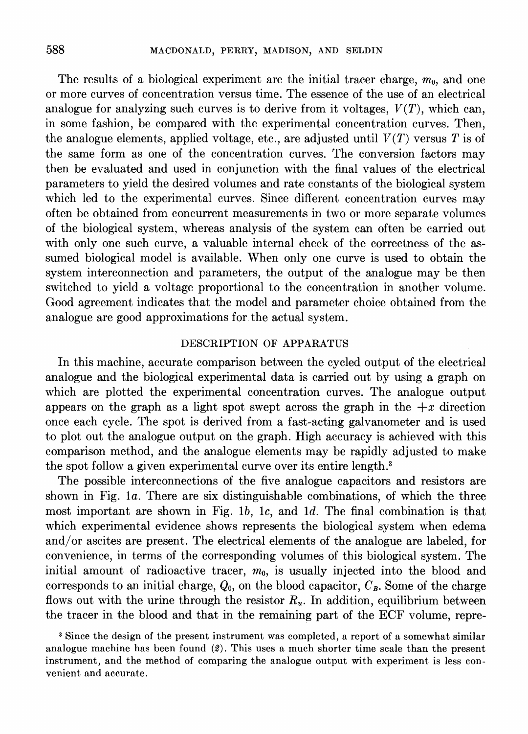The results of a biological experiment are the initial tracer charge, $m_0$, and one or more curves of concentration versus time. The essence of the use of an electrical analogue for analyzing such curves is to derive from it voltages, $V(T)$, which can, in some fashion, be compared with the experimental concentration curves. Then, the analogue elements, applied voltage, etc., are adjusted until $V(T)$ versus $T$ is of the same form as one of the concentration curves. The conversion factors may then be evaluated and used in conjunction with the final values of the electrical parameters to yield the desired volumes and rate constants of the biological system which led to the experimental curves. Since different concentration curves may often be obtained from concurrent measurements in two or more separate volumes of the biological system, whereas analysis of the system can often be carried out with only one such curve, a valuable internal check of the correctness of the assumed biological model is available. When only one curve is used to obtain the system interconnection and parameters, the output of the analogue may be then switched to yield a voltage proportional to the concentration in another volume. Good agreement indicates that the model and parameter choice obtained from the analogue are good approximations for the actual system.

## DESCRIPTION OF APPARATUS

In this machine, accurate comparison between the cycled output of the electrical analogue and the biological experimental data is carried out by using a graph on which are plotted the experimental concentration curves. The analogue output appears on the graph as a light spot swept across the graph in the $+x$ direction once each cycle. The spot is derived from a fast-acting galvanometer and is used to plot out the analogue output on the graph. High accuracy is achieved with this comparison method, and the analogue elements may be rapidly adjusted to make the spot follow a given experimental curve over its entire length.[3]

The possible interconnections of the five analogue capacitors and resistors are shown in Fig. 1*a*. There are six distinguishable combinations, of which the three most important are shown in Fig. 1*b*, 1*c*, and 1*d*. The final combination is that which experimental evidence shows represents the biological system when edema and/or ascites are present. The electrical elements of the analogue are labeled, for convenience, in terms of the corresponding volumes of this biological system. The initial amount of radioactive tracer, $m_0$, is usually injected into the blood and corresponds to an initial charge, $Q_0$, on the blood capacitor, $C_B$. Some of the charge flows out with the urine through the resistor $R_u$. In addition, equilibrium between the tracer in the blood and that in the remaining part of the ECF volume, repre-

[3] Since the design of the present instrument was completed, a report of a somewhat similar analogue machine has been found (*2*). This uses a much shorter time scale than the present instrument, and the method of comparing the analogue output with experiment is less convenient and accurate.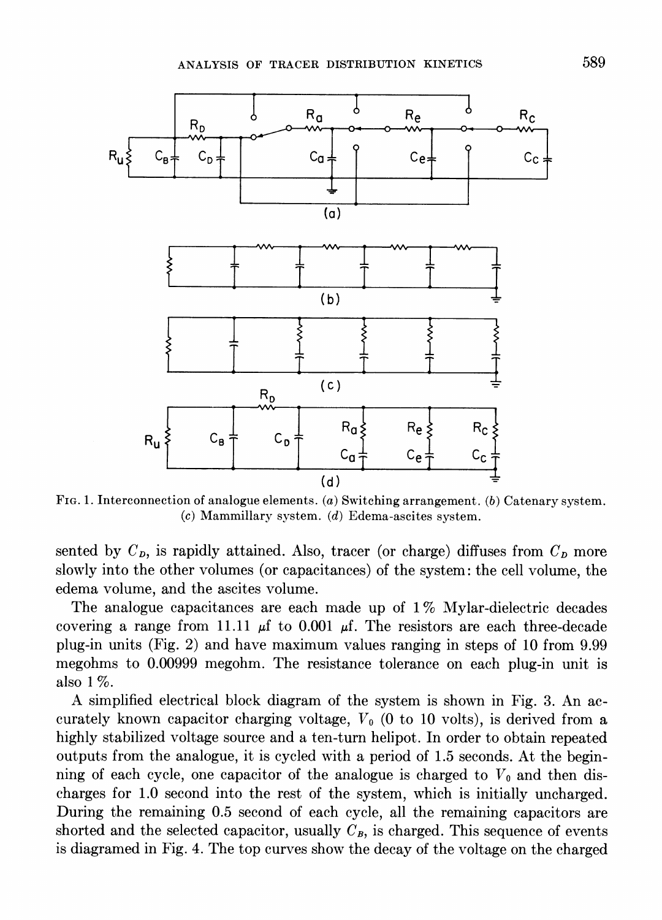FIG. 1. Interconnection of analogue elements. (*a*) Switching arrangement. (*b*) Catenary system. (*c*) Mammillary system. (*d*) Edema-ascites system.

sented by $C_D$, is rapidly attained. Also, tracer (or charge) diffuses from $C_D$ more slowly into the other volumes (or capacitances) of the system: the cell volume, the edema volume, and the ascites volume.

The analogue capacitances are each made up of 1% Mylar-dielectric decades covering a range from 11.11 $\mu$f to 0.001 $\mu$f. The resistors are each three-decade plug-in units (Fig. 2) and have maximum values ranging in steps of 10 from 9.99 megohms to 0.00999 megohm. The resistance tolerance on each plug-in unit is also 1%.

A simplified electrical block diagram of the system is shown in Fig. 3. An accurately known capacitor charging voltage, $V_0$ (0 to 10 volts), is derived from a highly stabilized voltage source and a ten-turn helipot. In order to obtain repeated outputs from the analogue, it is cycled with a period of 1.5 seconds. At the beginning of each cycle, one capacitor of the analogue is charged to $V_0$ and then discharges for 1.0 second into the rest of the system, which is initially uncharged. During the remaining 0.5 second of each cycle, all the remaining capacitors are shorted and the selected capacitor, usually $C_B$, is charged. This sequence of events is diagramed in Fig. 4. The top curves show the decay of the voltage on the charged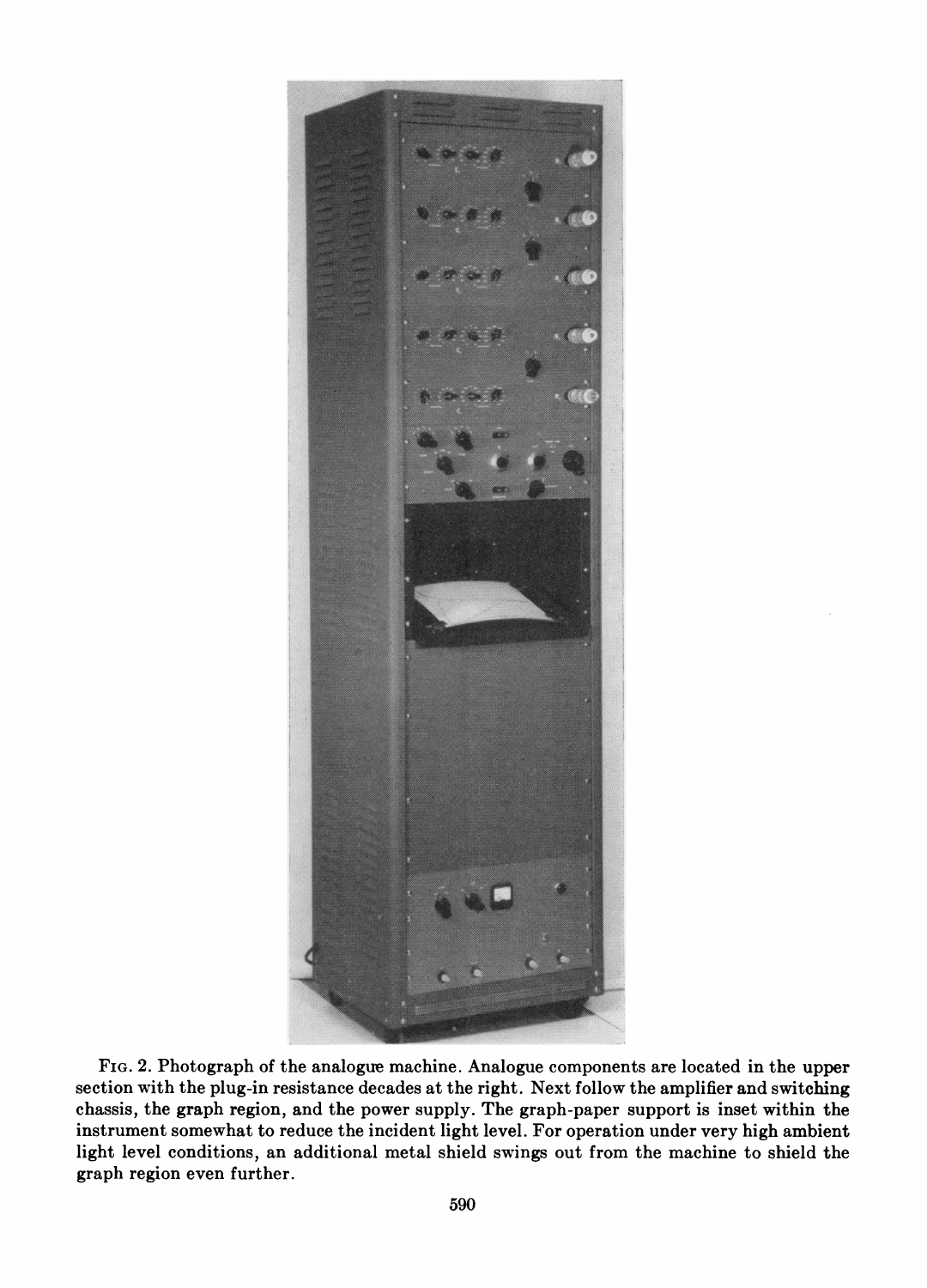FIG. 2. Photograph of the analogue machine. Analogue components are located in the upper section with the plug-in resistance decades at the right. Next follow the amplifier and switching chassis, the graph region, and the power supply. The graph-paper support is inset within the instrument somewhat to reduce the incident light level. For operation under very high ambient light level conditions, an additional metal shield swings out from the machine to shield the graph region even further.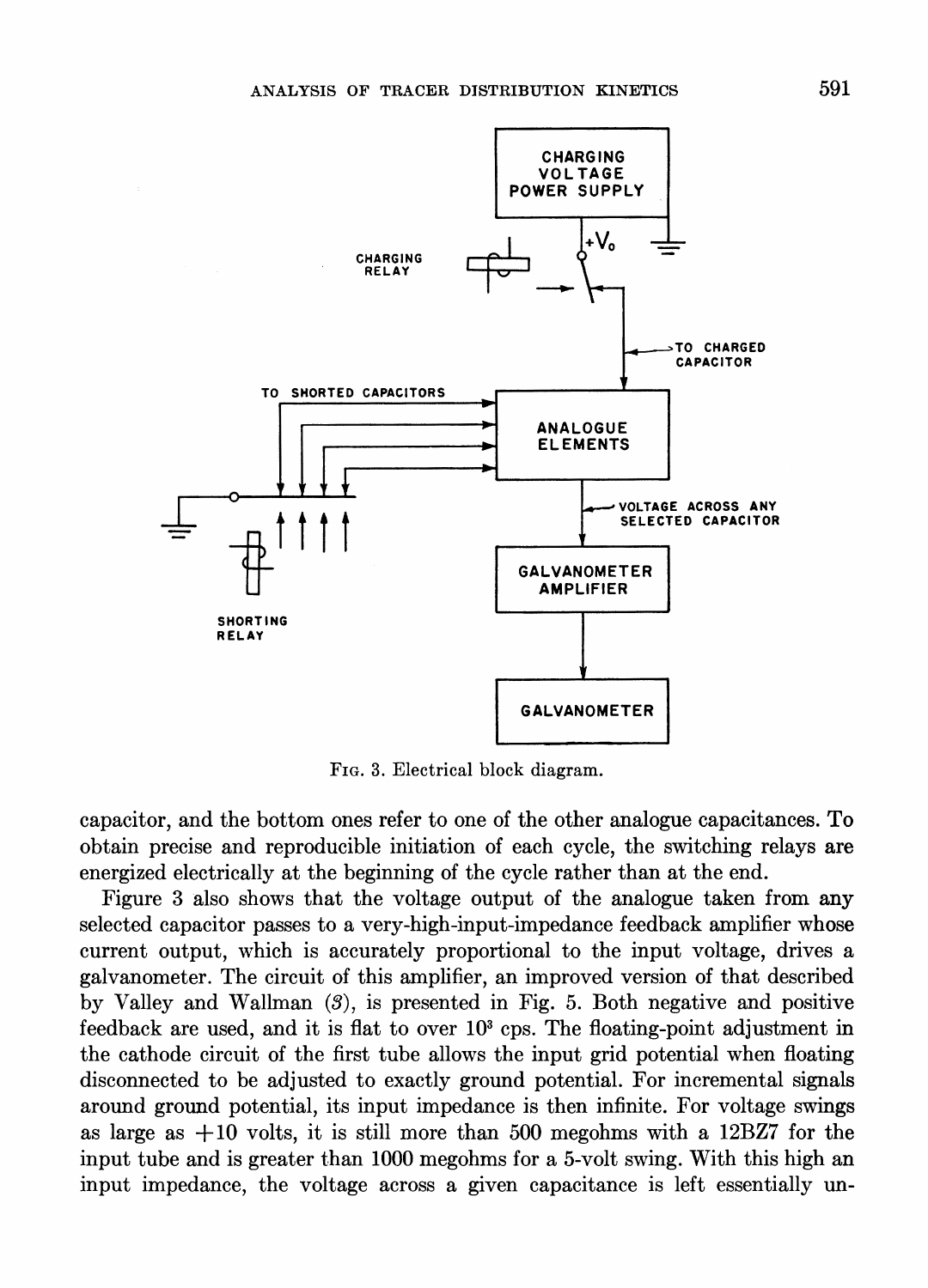FIG. 3. Electrical block diagram.

capacitor, and the bottom ones refer to one of the other analogue capacitances. To obtain precise and reproducible initiation of each cycle, the switching relays are energized electrically at the beginning of the cycle rather than at the end.

Figure 3 also shows that the voltage output of the analogue taken from any selected capacitor passes to a very-high-input-impedance feedback amplifier whose current output, which is accurately proportional to the input voltage, drives a galvanometer. The circuit of this amplifier, an improved version of that described by Valley and Wallman (*3*), is presented in Fig. 5. Both negative and positive feedback are used, and it is flat to over $10^3$ cps. The floating-point adjustment in the cathode circuit of the first tube allows the input grid potential when floating disconnected to be adjusted to exactly ground potential. For incremental signals around ground potential, its input impedance is then infinite. For voltage swings as large as +10 volts, it is still more than 500 megohms with a 12BZ7 for the input tube and is greater than 1000 megohms for a 5-volt swing. With this high an input impedance, the voltage across a given capacitance is left essentially un-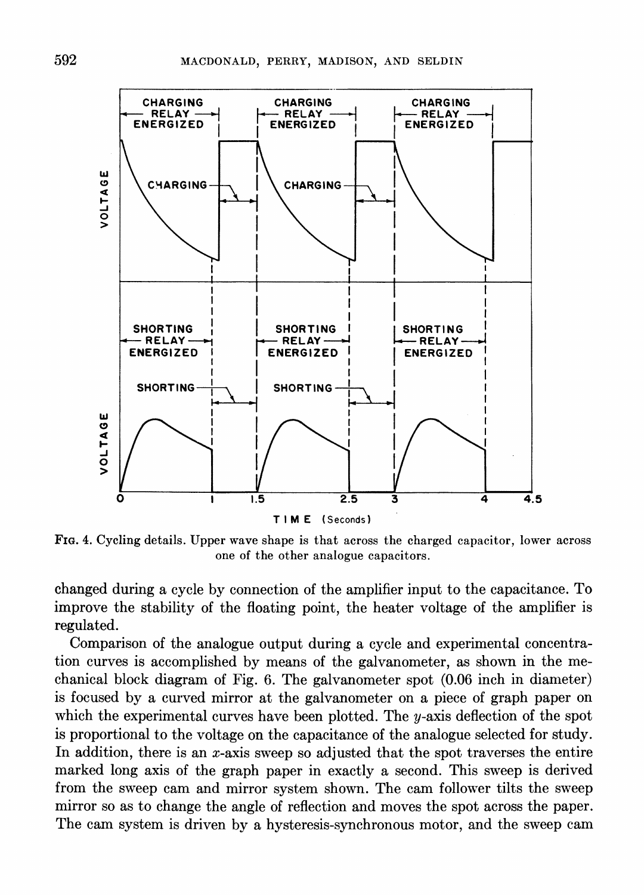FIG. 4. Cycling details. Upper wave shape is that across the charged capacitor, lower across one of the other analogue capacitors.

changed during a cycle by connection of the amplifier input to the capacitance. To improve the stability of the floating point, the heater voltage of the amplifier is regulated.

Comparison of the analogue output during a cycle and experimental concentration curves is accomplished by means of the galvanometer, as shown in the mechanical block diagram of Fig. 6. The galvanometer spot (0.06 inch in diameter) is focused by a curved mirror at the galvanometer on a piece of graph paper on which the experimental curves have been plotted. The $y$-axis deflection of the spot is proportional to the voltage on the capacitance of the analogue selected for study. In addition, there is an $x$-axis sweep so adjusted that the spot traverses the entire marked long axis of the graph paper in exactly a second. This sweep is derived from the sweep cam and mirror system shown. The cam follower tilts the sweep mirror so as to change the angle of reflection and moves the spot across the paper. The cam system is driven by a hysteresis-synchronous motor, and the sweep cam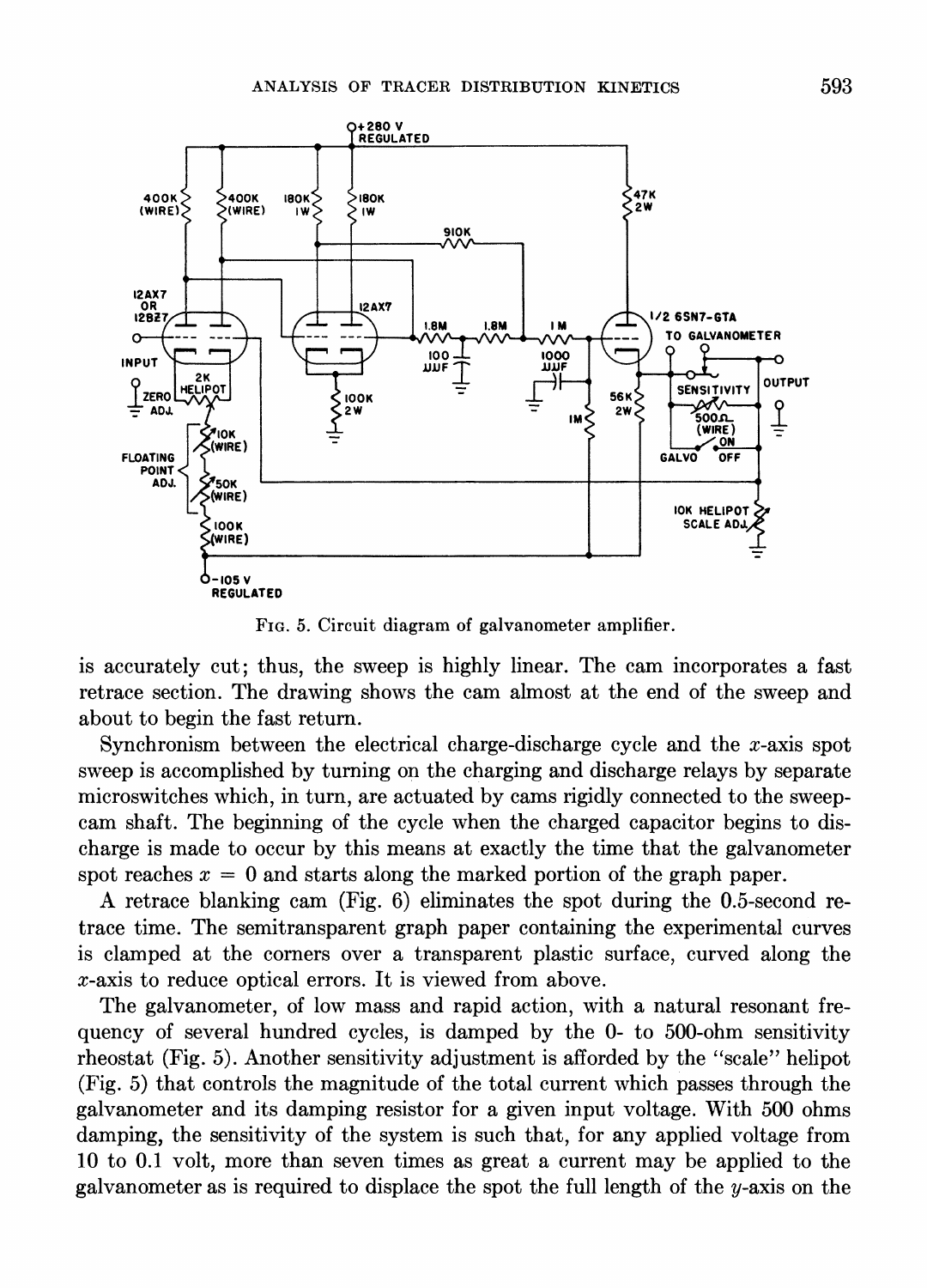FIG. 5. Circuit diagram of galvanometer amplifier.

is accurately cut; thus, the sweep is highly linear. The cam incorporates a fast retrace section. The drawing shows the cam almost at the end of the sweep and about to begin the fast return.

Synchronism between the electrical charge-discharge cycle and the $x$-axis spot sweep is accomplished by turning on the charging and discharge relays by separate microswitches which, in turn, are actuated by cams rigidly connected to the sweep-cam shaft. The beginning of the cycle when the charged capacitor begins to discharge is made to occur by this means at exactly the time that the galvanometer spot reaches $x = 0$ and starts along the marked portion of the graph paper.

A retrace blanking cam (Fig. 6) eliminates the spot during the 0.5-second retrace time. The semitransparent graph paper containing the experimental curves is clamped at the corners over a transparent plastic surface, curved along the $x$-axis to reduce optical errors. It is viewed from above.

The galvanometer, of low mass and rapid action, with a natural resonant frequency of several hundred cycles, is damped by the 0- to 500-ohm sensitivity rheostat (Fig. 5). Another sensitivity adjustment is afforded by the "scale" helipot (Fig. 5) that controls the magnitude of the total current which passes through the galvanometer and its damping resistor for a given input voltage. With 500 ohms damping, the sensitivity of the system is such that, for any applied voltage from 10 to 0.1 volt, more than seven times as great a current may be applied to the galvanometer as is required to displace the spot the full length of the $y$-axis on the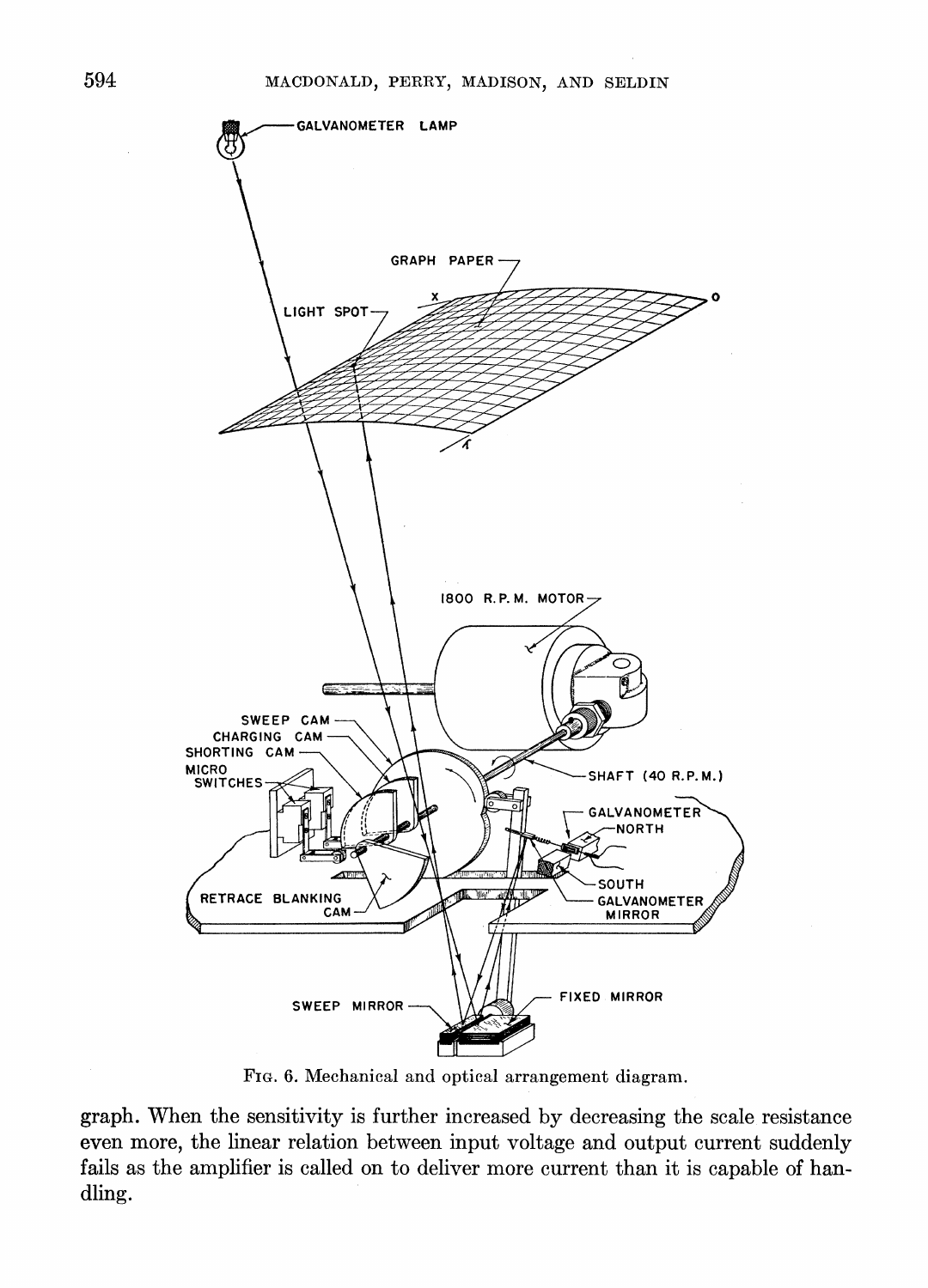FIG. 6. Mechanical and optical arrangement diagram.

graph. When the sensitivity is further increased by decreasing the scale resistance even more, the linear relation between input voltage and output current suddenly fails as the amplifier is called on to deliver more current than it is capable of handling.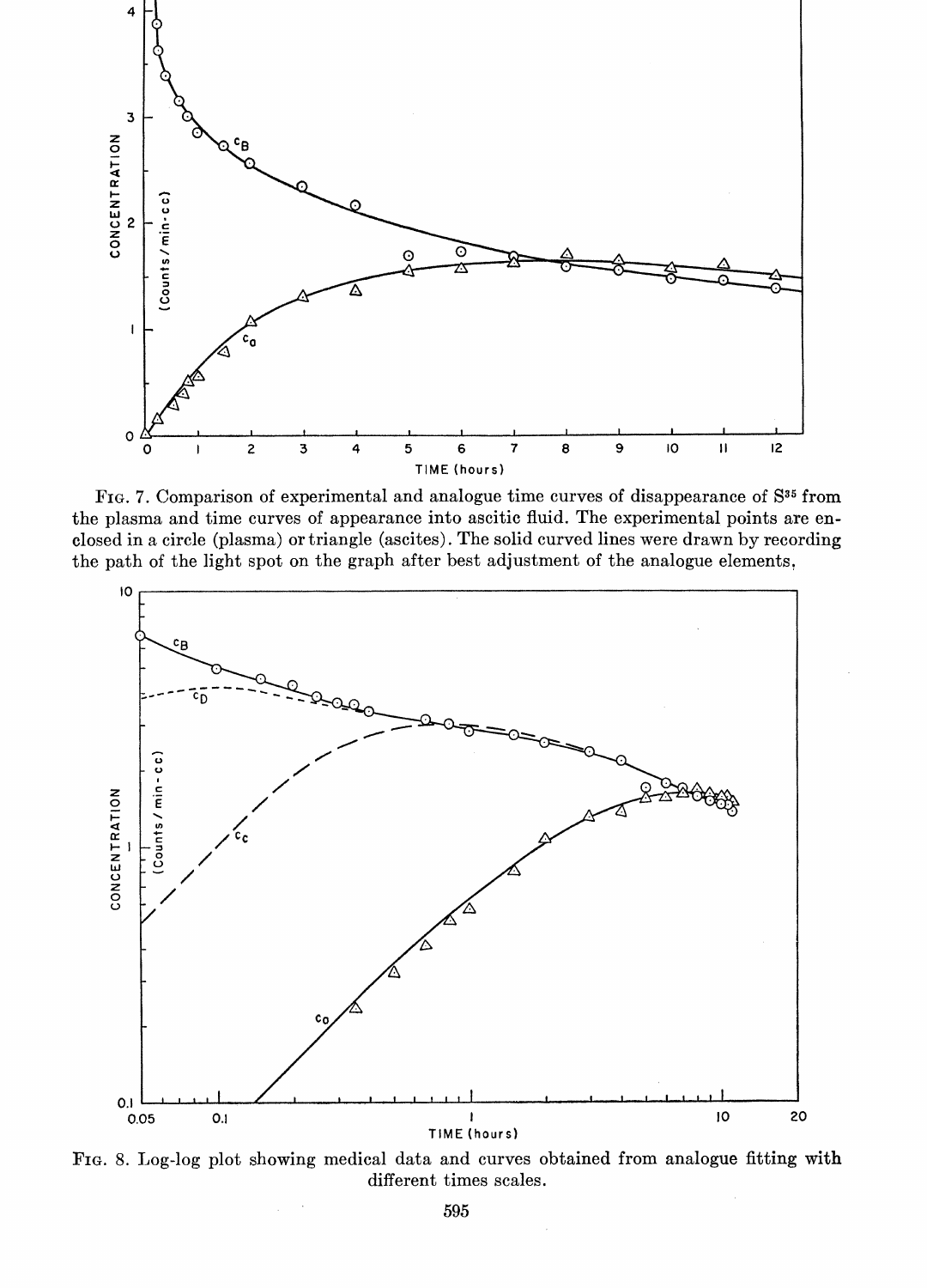FIG. 7. Comparison of experimental and analogue time curves of disappearance of $S^{35}$ from the plasma and time curves of appearance into ascitic fluid. The experimental points are enclosed in a circle (plasma) or triangle (ascites). The solid curved lines were drawn by recording the path of the light spot on the graph after best adjustment of the analogue elements.

FIG. 8. Log-log plot showing medical data and curves obtained from analogue fitting with different times scales.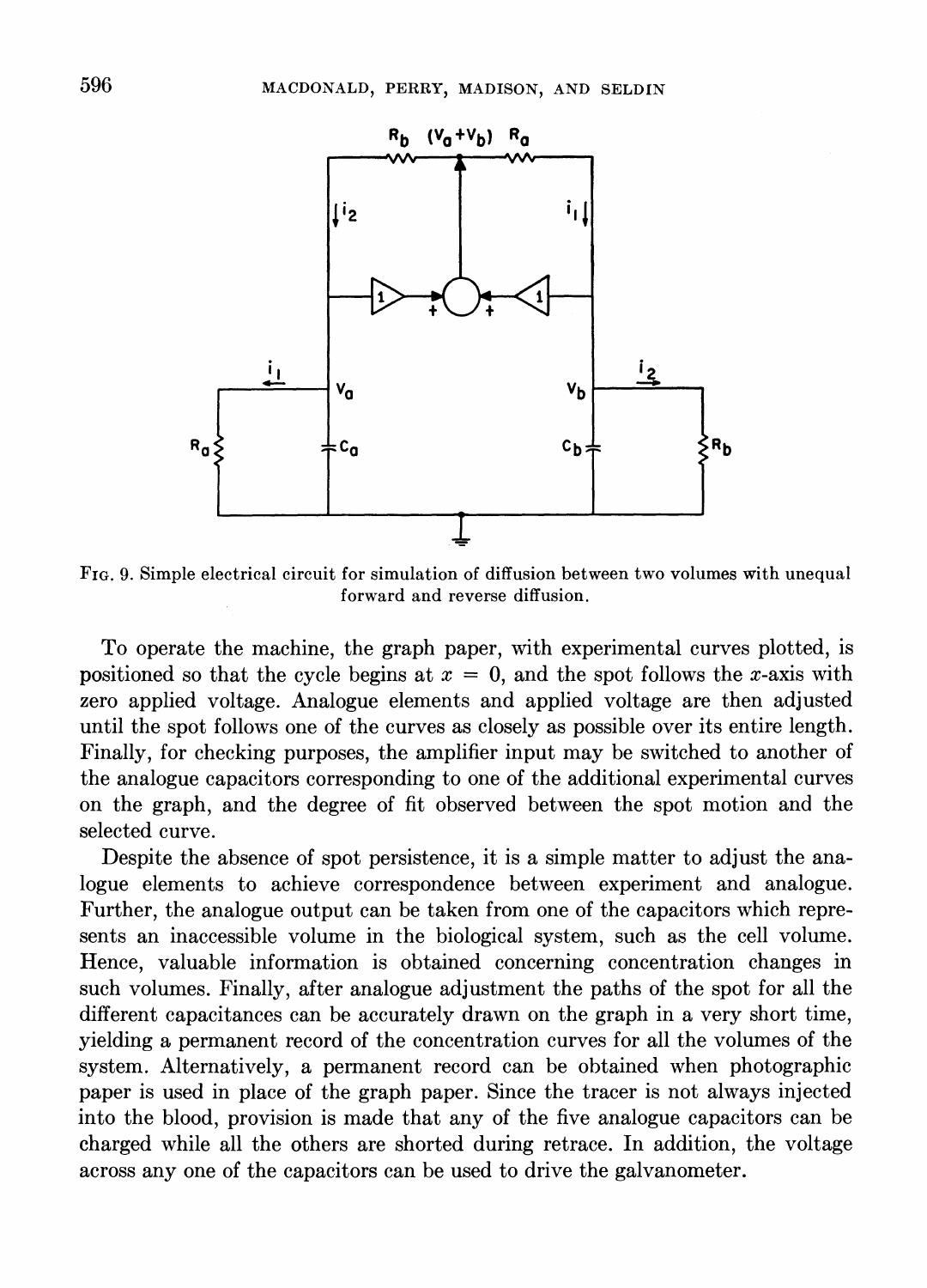FIG. 9. Simple electrical circuit for simulation of diffusion between two volumes with unequal forward and reverse diffusion.

To operate the machine, the graph paper, with experimental curves plotted, is positioned so that the cycle begins at $x = 0$, and the spot follows the $x$-axis with zero applied voltage. Analogue elements and applied voltage are then adjusted until the spot follows one of the curves as closely as possible over its entire length. Finally, for checking purposes, the amplifier input may be switched to another of the analogue capacitors corresponding to one of the additional experimental curves on the graph, and the degree of fit observed between the spot motion and the selected curve.

Despite the absence of spot persistence, it is a simple matter to adjust the analogue elements to achieve correspondence between experiment and analogue. Further, the analogue output can be taken from one of the capacitors which represents an inaccessible volume in the biological system, such as the cell volume. Hence, valuable information is obtained concerning concentration changes in such volumes. Finally, after analogue adjustment the paths of the spot for all the different capacitances can be accurately drawn on the graph in a very short time, yielding a permanent record of the concentration curves for all the volumes of the system. Alternatively, a permanent record can be obtained when photographic paper is used in place of the graph paper. Since the tracer is not always injected into the blood, provision is made that any of the five analogue capacitors can be charged while all the others are shorted during retrace. In addition, the voltage across any one of the capacitors can be used to drive the galvanometer.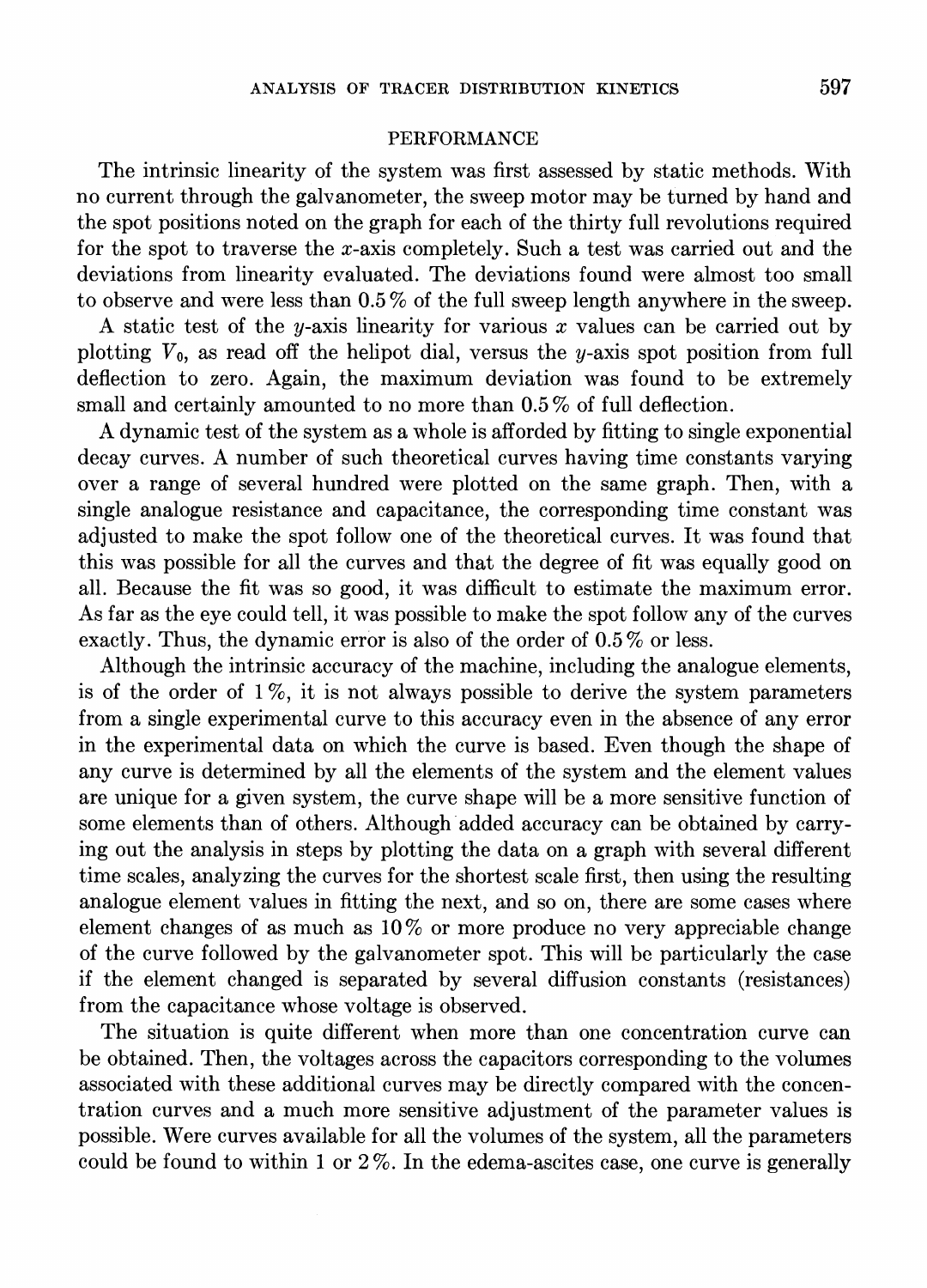## PERFORMANCE

The intrinsic linearity of the system was first assessed by static methods. With no current through the galvanometer, the sweep motor may be turned by hand and the spot positions noted on the graph for each of the thirty full revolutions required for the spot to traverse the $x$-axis completely. Such a test was carried out and the deviations from linearity evaluated. The deviations found were almost too small to observe and were less than 0.5 % of the full sweep length anywhere in the sweep.

A static test of the $y$-axis linearity for various $x$ values can be carried out by plotting $V_0$, as read off the helipot dial, versus the $y$-axis spot position from full deflection to zero. Again, the maximum deviation was found to be extremely small and certainly amounted to no more than 0.5 % of full deflection.

A dynamic test of the system as a whole is afforded by fitting to single exponential decay curves. A number of such theoretical curves having time constants varying over a range of several hundred were plotted on the same graph. Then, with a single analogue resistance and capacitance, the corresponding time constant was adjusted to make the spot follow one of the theoretical curves. It was found that this was possible for all the curves and that the degree of fit was equally good on all. Because the fit was so good, it was difficult to estimate the maximum error. As far as the eye could tell, it was possible to make the spot follow any of the curves exactly. Thus, the dynamic error is also of the order of 0.5 % or less.

Although the intrinsic accuracy of the machine, including the analogue elements, is of the order of 1 %, it is not always possible to derive the system parameters from a single experimental curve to this accuracy even in the absence of any error in the experimental data on which the curve is based. Even though the shape of any curve is determined by all the elements of the system and the element values are unique for a given system, the curve shape will be a more sensitive function of some elements than of others. Although added accuracy can be obtained by carrying out the analysis in steps by plotting the data on a graph with several different time scales, analyzing the curves for the shortest scale first, then using the resulting analogue element values in fitting the next, and so on, there are some cases where element changes of as much as 10 % or more produce no very appreciable change of the curve followed by the galvanometer spot. This will be particularly the case if the element changed is separated by several diffusion constants (resistances) from the capacitance whose voltage is observed.

The situation is quite different when more than one concentration curve can be obtained. Then, the voltages across the capacitors corresponding to the volumes associated with these additional curves may be directly compared with the concentration curves and a much more sensitive adjustment of the parameter values is possible. Were curves available for all the volumes of the system, all the parameters could be found to within 1 or 2 %. In the edema-ascites case, one curve is generally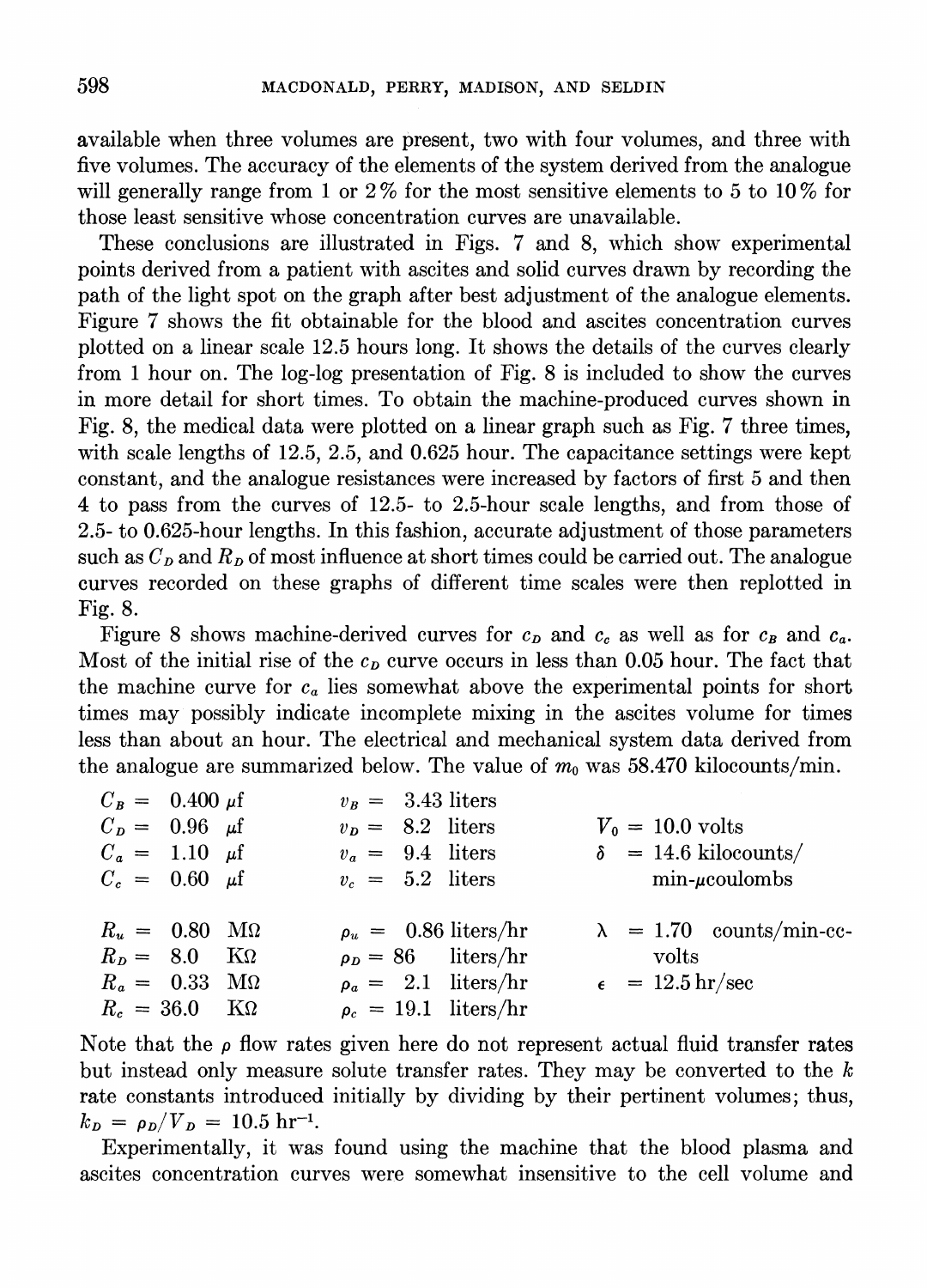available when three volumes are present, two with four volumes, and three with five volumes. The accuracy of the elements of the system derived from the analogue will generally range from 1 or 2% for the most sensitive elements to 5 to 10% for those least sensitive whose concentration curves are unavailable.

These conclusions are illustrated in Figs. 7 and 8, which show experimental points derived from a patient with ascites and solid curves drawn by recording the path of the light spot on the graph after best adjustment of the analogue elements. Figure 7 shows the fit obtainable for the blood and ascites concentration curves plotted on a linear scale 12.5 hours long. It shows the details of the curves clearly from 1 hour on. The log-log presentation of Fig. 8 is included to show the curves in more detail for short times. To obtain the machine-produced curves shown in Fig. 8, the medical data were plotted on a linear graph such as Fig. 7 three times, with scale lengths of 12.5, 2.5, and 0.625 hour. The capacitance settings were kept constant, and the analogue resistances were increased by factors of first 5 and then 4 to pass from the curves of 12.5- to 2.5-hour scale lengths, and from those of 2.5- to 0.625-hour lengths. In this fashion, accurate adjustment of those parameters such as $C_D$ and $R_D$ of most influence at short times could be carried out. The analogue curves recorded on these graphs of different time scales were then replotted in Fig. 8.

Figure 8 shows machine-derived curves for $c_D$ and $c_c$ as well as for $c_B$ and $c_a$. Most of the initial rise of the $c_D$ curve occurs in less than 0.05 hour. The fact that the machine curve for $c_a$ lies somewhat above the experimental points for short times may possibly indicate incomplete mixing in the ascites volume for times less than about an hour. The electrical and mechanical system data derived from the analogue are summarized below. The value of $m_0$ was 58.470 kilocounts/min.

| | | |
|---|---|---|
| $C_B =$ 0.400 $\mu$f | $v_B =$ 3.43 liters | |
| $C_D =$ 0.96 $\mu$f | $v_D =$ 8.2 liters | $V_0 =$ 10.0 volts |
| $C_a =$ 1.10 $\mu$f | $v_a =$ 9.4 liters | $\delta =$ 14.6 kilocounts/min-$\mu$coulombs |
| $C_c =$ 0.60 $\mu$f | $v_c =$ 5.2 liters | |
| $R_u =$ 0.80 M$\Omega$ | $\rho_u =$ 0.86 liters/hr | $\lambda =$ 1.70 counts/min-cc-volts |
| $R_D =$ 8.0 K$\Omega$ | $\rho_D =$ 86 liters/hr | |
| $R_a =$ 0.33 M$\Omega$ | $\rho_a =$ 2.1 liters/hr | $\epsilon =$ 12.5 hr/sec |
| $R_c =$ 36.0 K$\Omega$ | $\rho_c =$ 19.1 liters/hr | |

Note that the $\rho$ flow rates given here do not represent actual fluid transfer rates but instead only measure solute transfer rates. They may be converted to the $k$ rate constants introduced initially by dividing by their pertinent volumes; thus, $k_D = \rho_D/V_D = 10.5\ \text{hr}^{-1}$.

Experimentally, it was found using the machine that the blood plasma and ascites concentration curves were somewhat insensitive to the cell volume and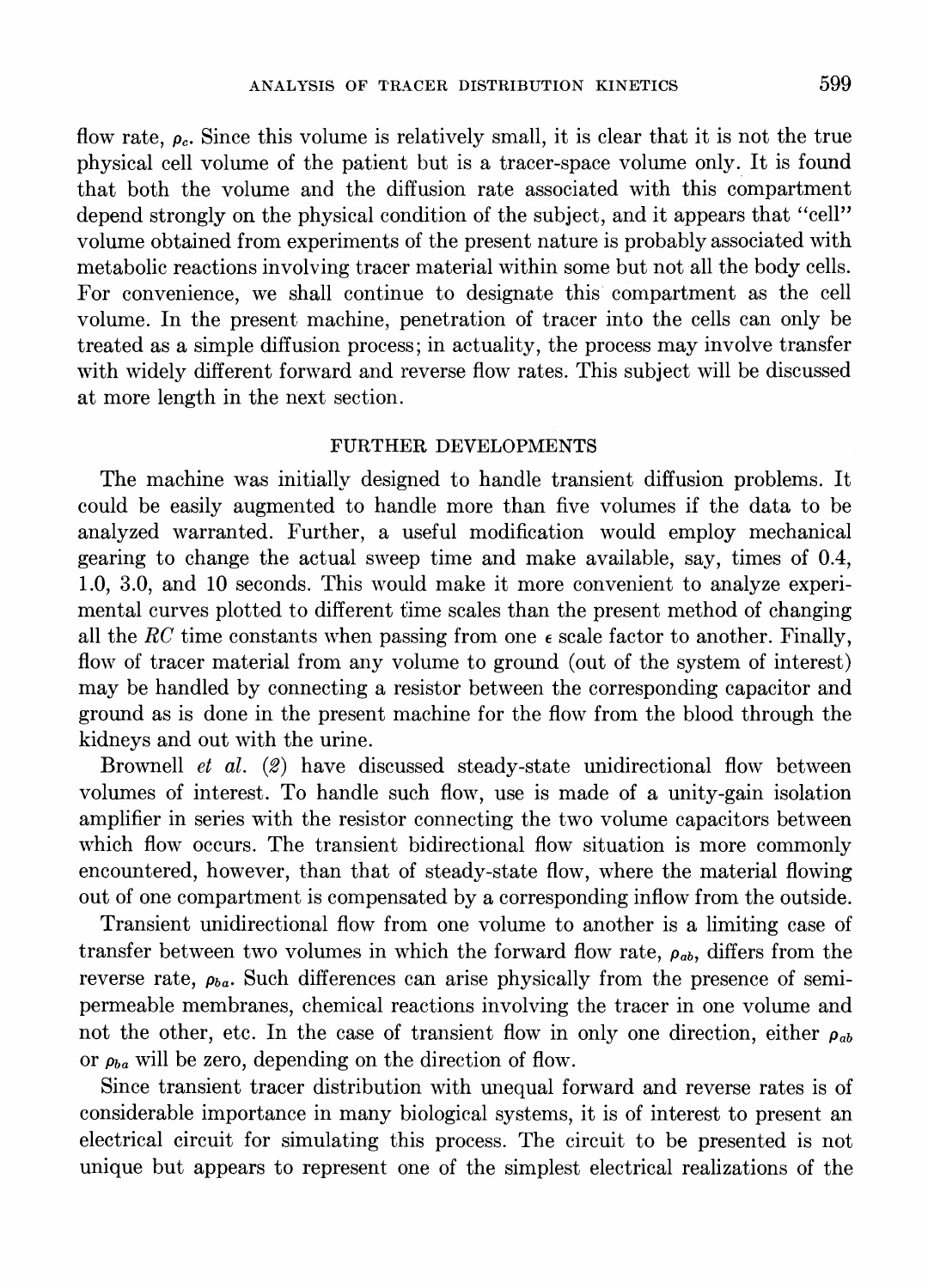flow rate, $\rho_c$. Since this volume is relatively small, it is clear that it is not the true physical cell volume of the patient but is a tracer-space volume only. It is found that both the volume and the diffusion rate associated with this compartment depend strongly on the physical condition of the subject, and it appears that "cell" volume obtained from experiments of the present nature is probably associated with metabolic reactions involving tracer material within some but not all the body cells. For convenience, we shall continue to designate this compartment as the cell volume. In the present machine, penetration of tracer into the cells can only be treated as a simple diffusion process; in actuality, the process may involve transfer with widely different forward and reverse flow rates. This subject will be discussed at more length in the next section.

## FURTHER DEVELOPMENTS

The machine was initially designed to handle transient diffusion problems. It could be easily augmented to handle more than five volumes if the data to be analyzed warranted. Further, a useful modification would employ mechanical gearing to change the actual sweep time and make available, say, times of 0.4, 1.0, 3.0, and 10 seconds. This would make it more convenient to analyze experimental curves plotted to different time scales than the present method of changing all the *RC* time constants when passing from one $\epsilon$ scale factor to another. Finally, flow of tracer material from any volume to ground (out of the system of interest) may be handled by connecting a resistor between the corresponding capacitor and ground as is done in the present machine for the flow from the blood through the kidneys and out with the urine.

Brownell *et al.* (*2*) have discussed steady-state unidirectional flow between volumes of interest. To handle such flow, use is made of a unity-gain isolation amplifier in series with the resistor connecting the two volume capacitors between which flow occurs. The transient bidirectional flow situation is more commonly encountered, however, than that of steady-state flow, where the material flowing out of one compartment is compensated by a corresponding inflow from the outside.

Transient unidirectional flow from one volume to another is a limiting case of transfer between two volumes in which the forward flow rate, $\rho_{ab}$, differs from the reverse rate, $\rho_{ba}$. Such differences can arise physically from the presence of semipermeable membranes, chemical reactions involving the tracer in one volume and not the other, etc. In the case of transient flow in only one direction, either $\rho_{ab}$ or $\rho_{ba}$ will be zero, depending on the direction of flow.

Since transient tracer distribution with unequal forward and reverse rates is of considerable importance in many biological systems, it is of interest to present an electrical circuit for simulating this process. The circuit to be presented is not unique but appears to represent one of the simplest electrical realizations of the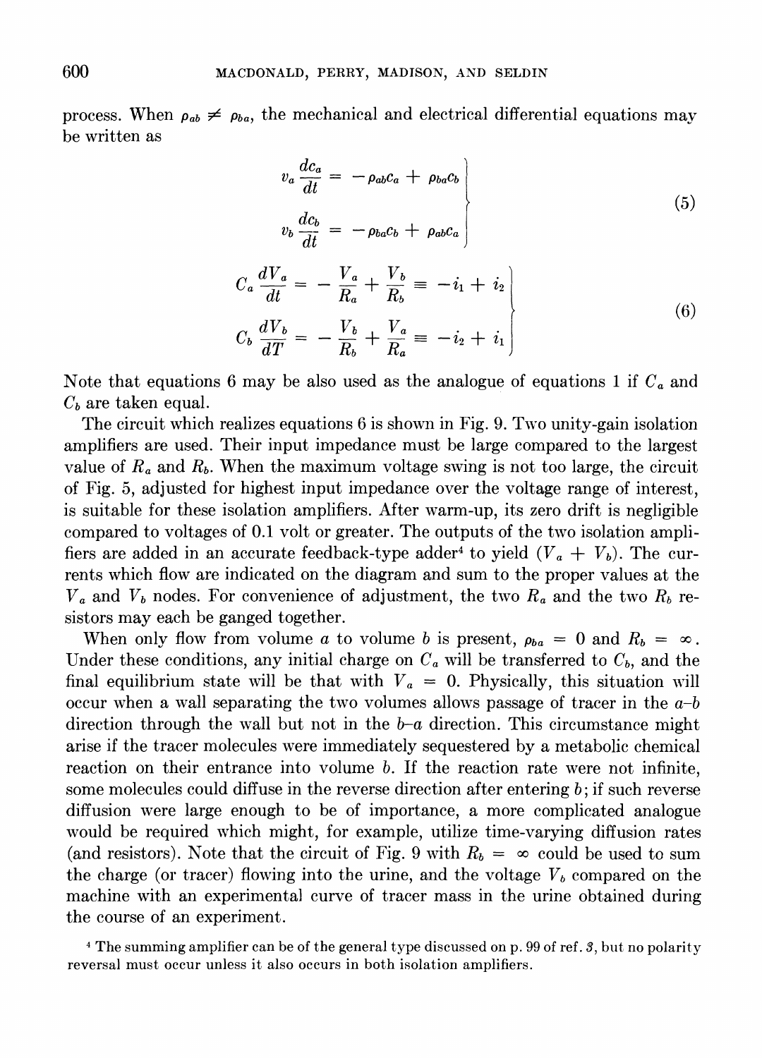process. When $\rho_{ab} \neq \rho_{ba}$, the mechanical and electrical differential equations may be written as

$$
\left.
\begin{aligned}
v_a \frac{dc_a}{dt} &= -\rho_{ab}c_a + \rho_{ba}c_b \\
v_b \frac{dc_b}{dt} &= -\rho_{ba}c_b + \rho_{ab}c_a
\end{aligned}
\right\} \tag{5}
$$

$$
\left.
\begin{aligned}
C_a \frac{dV_a}{dt} &= -\frac{V_a}{R_a} + \frac{V_b}{R_b} \equiv -i_1 + i_2 \\
C_b \frac{dV_b}{dT} &= -\frac{V_b}{R_b} + \frac{V_a}{R_a} \equiv -i_2 + i_1
\end{aligned}
\right\} \tag{6}
$$

Note that equations 6 may be also used as the analogue of equations 1 if $C_a$ and $C_b$ are taken equal.

The circuit which realizes equations 6 is shown in Fig. 9. Two unity-gain isolation amplifiers are used. Their input impedance must be large compared to the largest value of $R_a$ and $R_b$. When the maximum voltage swing is not too large, the circuit of Fig. 5, adjusted for highest input impedance over the voltage range of interest, is suitable for these isolation amplifiers. After warm-up, its zero drift is negligible compared to voltages of 0.1 volt or greater. The outputs of the two isolation amplifiers are added in an accurate feedback-type adder[4] to yield $(V_a + V_b)$. The currents which flow are indicated on the diagram and sum to the proper values at the $V_a$ and $V_b$ nodes. For convenience of adjustment, the two $R_a$ and the two $R_b$ resistors may each be ganged together.

When only flow from volume $a$ to volume $b$ is present, $\rho_{ba} = 0$ and $R_b = \infty$. Under these conditions, any initial charge on $C_a$ will be transferred to $C_b$, and the final equilibrium state will be that with $V_a = 0$. Physically, this situation will occur when a wall separating the two volumes allows passage of tracer in the $a$–$b$ direction through the wall but not in the $b$–$a$ direction. This circumstance might arise if the tracer molecules were immediately sequestered by a metabolic chemical reaction on their entrance into volume $b$. If the reaction rate were not infinite, some molecules could diffuse in the reverse direction after entering $b$; if such reverse diffusion were large enough to be of importance, a more complicated analogue would be required which might, for example, utilize time-varying diffusion rates (and resistors). Note that the circuit of Fig. 9 with $R_b = \infty$ could be used to sum the charge (or tracer) flowing into the urine, and the voltage $V_b$ compared on the machine with an experimental curve of tracer mass in the urine obtained during the course of an experiment.

[4] The summing amplifier can be of the general type discussed on p. 99 of ref. *3*, but no polarity reversal must occur unless it also occurs in both isolation amplifiers.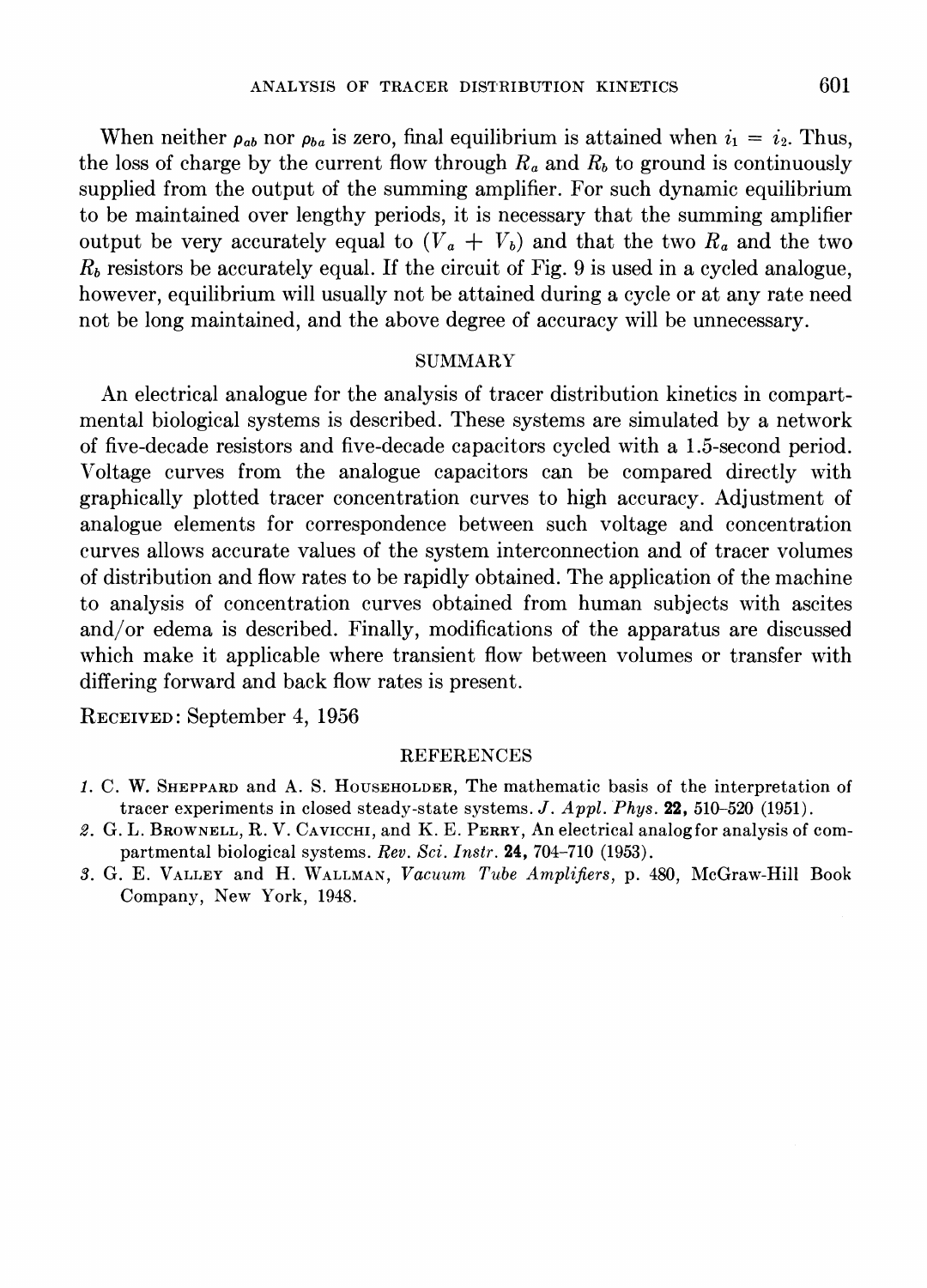When neither $\rho_{ab}$ nor $\rho_{ba}$ is zero, final equilibrium is attained when $i_1 = i_2$. Thus, the loss of charge by the current flow through $R_a$ and $R_b$ to ground is continuously supplied from the output of the summing amplifier. For such dynamic equilibrium to be maintained over lengthy periods, it is necessary that the summing amplifier output be very accurately equal to $(V_a + V_b)$ and that the two $R_a$ and the two $R_b$ resistors be accurately equal. If the circuit of Fig. 9 is used in a cycled analogue, however, equilibrium will usually not be attained during a cycle or at any rate need not be long maintained, and the above degree of accuracy will be unnecessary.

## SUMMARY

An electrical analogue for the analysis of tracer distribution kinetics in compartmental biological systems is described. These systems are simulated by a network of five-decade resistors and five-decade capacitors cycled with a 1.5-second period. Voltage curves from the analogue capacitors can be compared directly with graphically plotted tracer concentration curves to high accuracy. Adjustment of analogue elements for correspondence between such voltage and concentration curves allows accurate values of the system interconnection and of tracer volumes of distribution and flow rates to be rapidly obtained. The application of the machine to analysis of concentration curves obtained from human subjects with ascites and/or edema is described. Finally, modifications of the apparatus are discussed which make it applicable where transient flow between volumes or transfer with differing forward and back flow rates is present.

RECEIVED: September 4, 1956

## REFERENCES

1. C. W. SHEPPARD and A. S. HOUSEHOLDER, The mathematic basis of the interpretation of tracer experiments in closed steady-state systems. *J. Appl. Phys.* **22,** 510–520 (1951).
2. G. L. BROWNELL, R. V. CAVICCHI, and K. E. PERRY, An electrical analog for analysis of compartmental biological systems. *Rev. Sci. Instr.* **24,** 704–710 (1953).
3. G. E. VALLEY and H. WALLMAN, *Vacuum Tube Amplifiers*, p. 480, McGraw-Hill Book Company, New York, 1948.